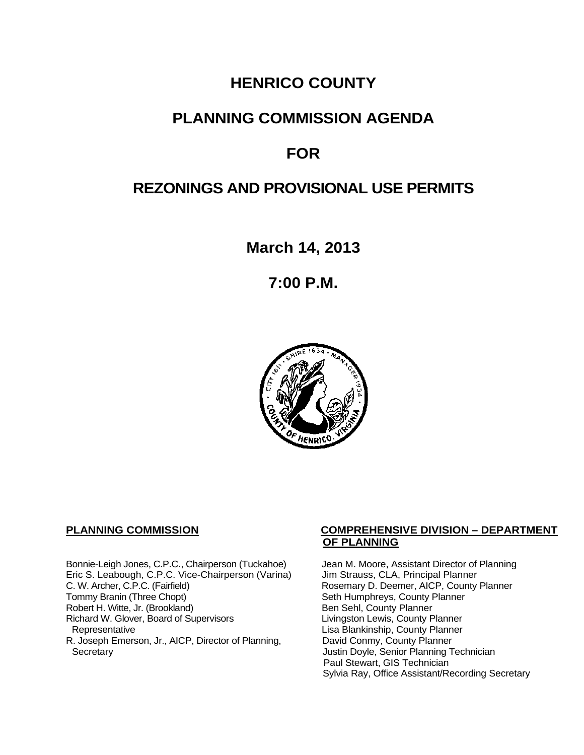# HENRICO COUNTY

# PLANNING COMMISSION AGENDA

# FOR

# REZONINGS AND PROVISIONAL USE PERMITS

**March 14, 2013**

**7:00 P.M.**

**PLANNING COMMISSION**

Bonnie-Leigh Jones, C.P.C., Chairperson (Tuckahoe)
Eric S. Leabough, C.P.C. Vice-Chairperson (Varina)
C. W. Archer, C.P.C. (Fairfield)
Tommy Branin (Three Chopt)
Robert H. Witte, Jr. (Brookland)
Richard W. Glover, Board of Supervisors Representative
R. Joseph Emerson, Jr., AICP, Director of Planning, Secretary

**COMPREHENSIVE DIVISION – DEPARTMENT OF PLANNING**

Jean M. Moore, Assistant Director of Planning
Jim Strauss, CLA, Principal Planner
Rosemary D. Deemer, AICP, County Planner
Seth Humphreys, County Planner
Ben Sehl, County Planner
Livingston Lewis, County Planner
Lisa Blankinship, County Planner
David Conmy, County Planner
Justin Doyle, Senior Planning Technician
Paul Stewart, GIS Technician
Sylvia Ray, Office Assistant/Recording Secretary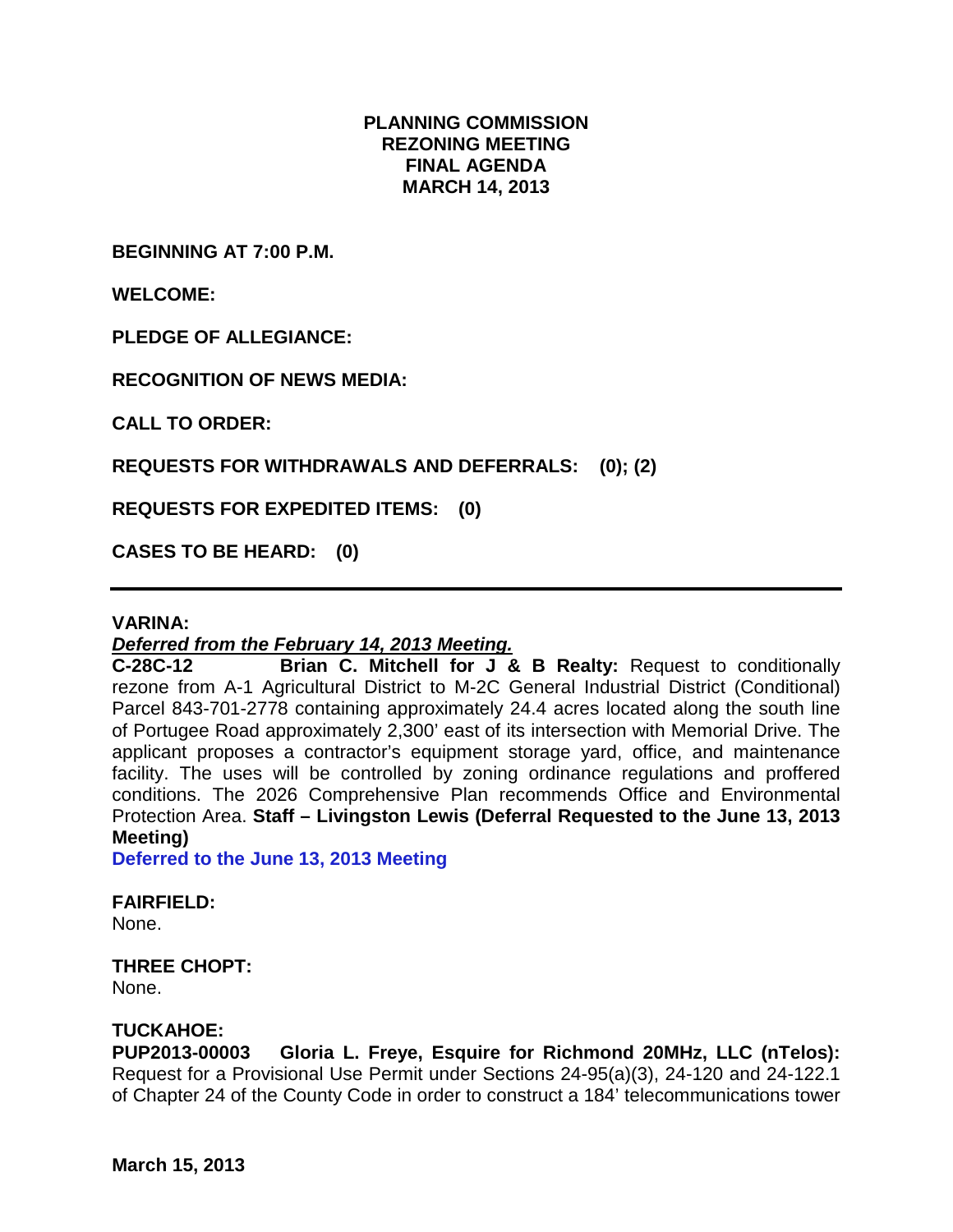**PLANNING COMMISSION**
**REZONING MEETING**
**FINAL AGENDA**
**MARCH 14, 2013**

**BEGINNING AT 7:00 P.M.**

**WELCOME:**

**PLEDGE OF ALLEGIANCE:**

**RECOGNITION OF NEWS MEDIA:**

**CALL TO ORDER:**

**REQUESTS FOR WITHDRAWALS AND DEFERRALS: (0); (2)**

**REQUESTS FOR EXPEDITED ITEMS: (0)**

**CASES TO BE HEARD: (0)**

---

**VARINA:**

***Deferred from the February 14, 2013 Meeting.***

**C-28C-12 Brian C. Mitchell for J & B Realty:** Request to conditionally rezone from A-1 Agricultural District to M-2C General Industrial District (Conditional) Parcel 843-701-2778 containing approximately 24.4 acres located along the south line of Portugee Road approximately 2,300' east of its intersection with Memorial Drive. The applicant proposes a contractor's equipment storage yard, office, and maintenance facility. The uses will be controlled by zoning ordinance regulations and proffered conditions. The 2026 Comprehensive Plan recommends Office and Environmental Protection Area. **Staff – Livingston Lewis (Deferral Requested to the June 13, 2013 Meeting)**

**Deferred to the June 13, 2013 Meeting**

**FAIRFIELD:**
None.

**THREE CHOPT:**
None.

**TUCKAHOE:**
**PUP2013-00003 Gloria L. Freye, Esquire for Richmond 20MHz, LLC (nTelos):** Request for a Provisional Use Permit under Sections 24-95(a)(3), 24-120 and 24-122.1 of Chapter 24 of the County Code in order to construct a 184' telecommunications tower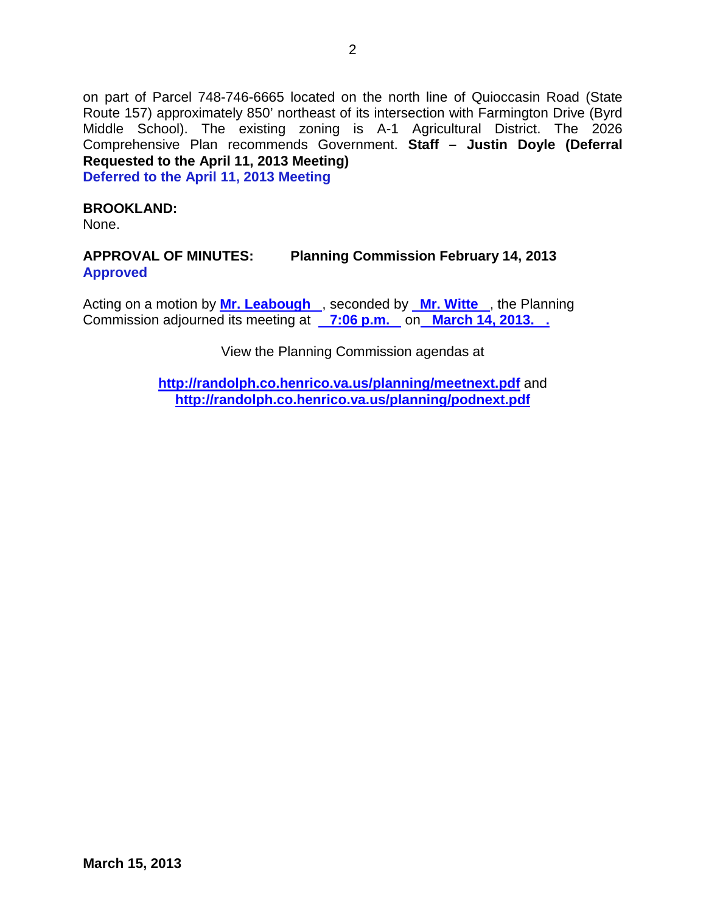on part of Parcel 748-746-6665 located on the north line of Quioccasin Road (State Route 157) approximately 850' northeast of its intersection with Farmington Drive (Byrd Middle School). The existing zoning is A-1 Agricultural District. The 2026 Comprehensive Plan recommends Government. **Staff – Justin Doyle (Deferral Requested to the April 11, 2013 Meeting)**
**Deferred to the April 11, 2013 Meeting**

**BROOKLAND:**
None.

**APPROVAL OF MINUTES: Planning Commission February 14, 2013**
**Approved**

Acting on a motion by **Mr. Leabough**, seconded by **Mr. Witte**, the Planning Commission adjourned its meeting at **7:06 p.m.** on **March 14, 2013.**

View the Planning Commission agendas at

**http://randolph.co.henrico.va.us/planning/meetnext.pdf** and
**http://randolph.co.henrico.va.us/planning/podnext.pdf**

**March 15, 2013**